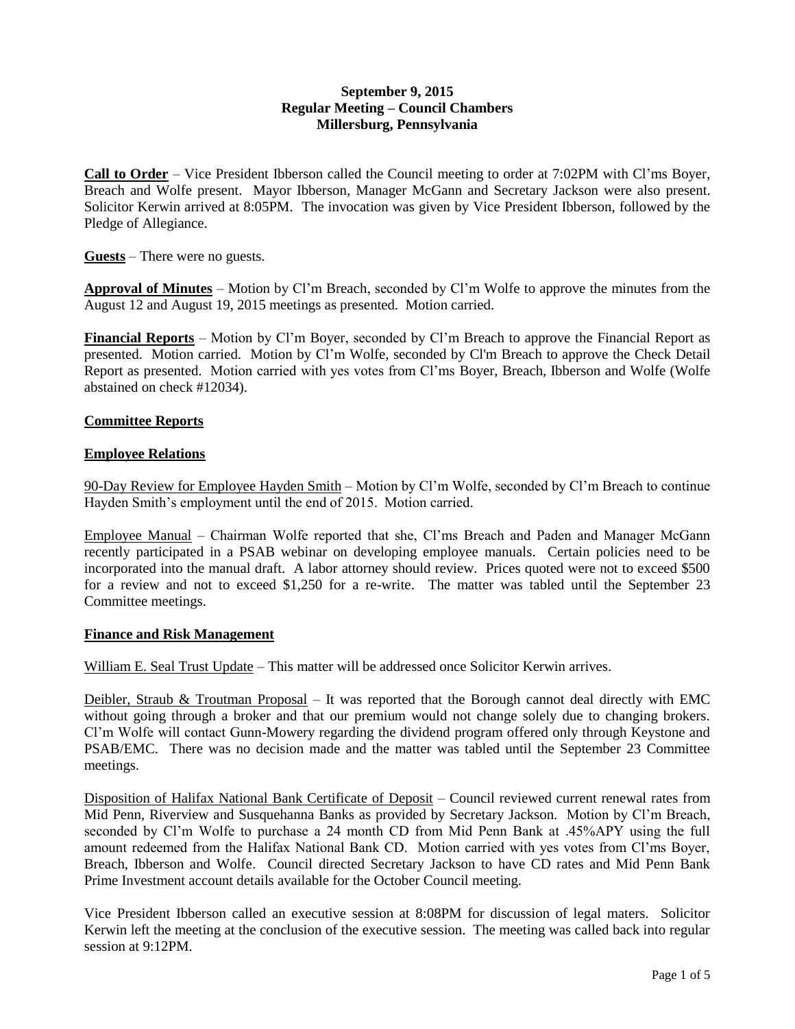**September 9, 2015**
**Regular Meeting – Council Chambers**
**Millersburg, Pennsylvania**

**Call to Order** – Vice President Ibberson called the Council meeting to order at 7:02PM with Cl'ms Boyer, Breach and Wolfe present. Mayor Ibberson, Manager McGann and Secretary Jackson were also present. Solicitor Kerwin arrived at 8:05PM. The invocation was given by Vice President Ibberson, followed by the Pledge of Allegiance.

**Guests** – There were no guests.

**Approval of Minutes** – Motion by Cl'm Breach, seconded by Cl'm Wolfe to approve the minutes from the August 12 and August 19, 2015 meetings as presented. Motion carried.

**Financial Reports** – Motion by Cl'm Boyer, seconded by Cl'm Breach to approve the Financial Report as presented. Motion carried. Motion by Cl'm Wolfe, seconded by Cl'm Breach to approve the Check Detail Report as presented. Motion carried with yes votes from Cl'ms Boyer, Breach, Ibberson and Wolfe (Wolfe abstained on check #12034).

**Committee Reports**

**Employee Relations**

90-Day Review for Employee Hayden Smith – Motion by Cl'm Wolfe, seconded by Cl'm Breach to continue Hayden Smith's employment until the end of 2015. Motion carried.

Employee Manual – Chairman Wolfe reported that she, Cl'ms Breach and Paden and Manager McGann recently participated in a PSAB webinar on developing employee manuals. Certain policies need to be incorporated into the manual draft. A labor attorney should review. Prices quoted were not to exceed $500 for a review and not to exceed $1,250 for a re-write. The matter was tabled until the September 23 Committee meetings.

**Finance and Risk Management**

William E. Seal Trust Update – This matter will be addressed once Solicitor Kerwin arrives.

Deibler, Straub & Troutman Proposal – It was reported that the Borough cannot deal directly with EMC without going through a broker and that our premium would not change solely due to changing brokers. Cl'm Wolfe will contact Gunn-Mowery regarding the dividend program offered only through Keystone and PSAB/EMC. There was no decision made and the matter was tabled until the September 23 Committee meetings.

Disposition of Halifax National Bank Certificate of Deposit – Council reviewed current renewal rates from Mid Penn, Riverview and Susquehanna Banks as provided by Secretary Jackson. Motion by Cl'm Breach, seconded by Cl'm Wolfe to purchase a 24 month CD from Mid Penn Bank at .45%APY using the full amount redeemed from the Halifax National Bank CD. Motion carried with yes votes from Cl'ms Boyer, Breach, Ibberson and Wolfe. Council directed Secretary Jackson to have CD rates and Mid Penn Bank Prime Investment account details available for the October Council meeting.

Vice President Ibberson called an executive session at 8:08PM for discussion of legal maters. Solicitor Kerwin left the meeting at the conclusion of the executive session. The meeting was called back into regular session at 9:12PM.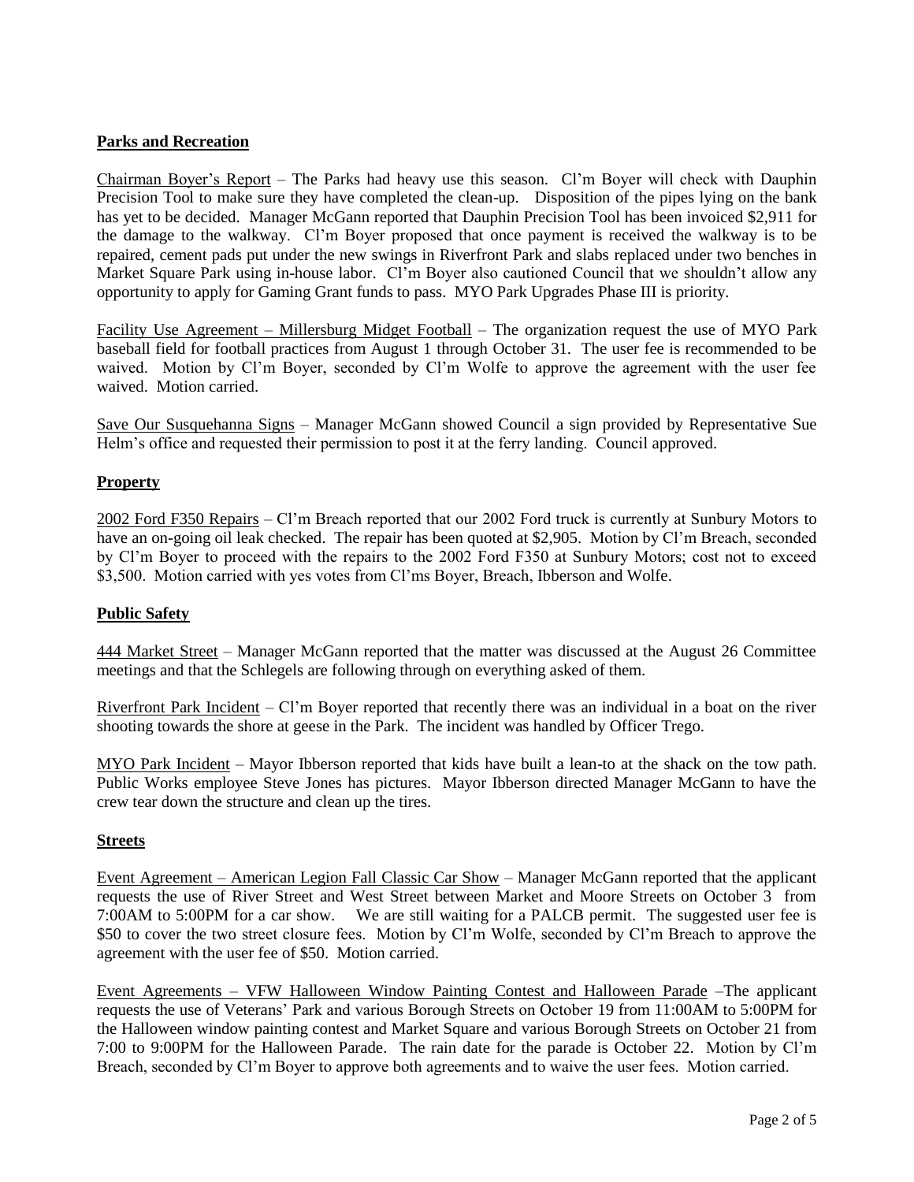**Parks and Recreation**

Chairman Boyer's Report – The Parks had heavy use this season. Cl'm Boyer will check with Dauphin Precision Tool to make sure they have completed the clean-up. Disposition of the pipes lying on the bank has yet to be decided. Manager McGann reported that Dauphin Precision Tool has been invoiced $2,911 for the damage to the walkway. Cl'm Boyer proposed that once payment is received the walkway is to be repaired, cement pads put under the new swings in Riverfront Park and slabs replaced under two benches in Market Square Park using in-house labor. Cl'm Boyer also cautioned Council that we shouldn't allow any opportunity to apply for Gaming Grant funds to pass. MYO Park Upgrades Phase III is priority.

Facility Use Agreement – Millersburg Midget Football – The organization request the use of MYO Park baseball field for football practices from August 1 through October 31. The user fee is recommended to be waived. Motion by Cl'm Boyer, seconded by Cl'm Wolfe to approve the agreement with the user fee waived. Motion carried.

Save Our Susquehanna Signs – Manager McGann showed Council a sign provided by Representative Sue Helm's office and requested their permission to post it at the ferry landing. Council approved.

**Property**

2002 Ford F350 Repairs – Cl'm Breach reported that our 2002 Ford truck is currently at Sunbury Motors to have an on-going oil leak checked. The repair has been quoted at $2,905. Motion by Cl'm Breach, seconded by Cl'm Boyer to proceed with the repairs to the 2002 Ford F350 at Sunbury Motors; cost not to exceed $3,500. Motion carried with yes votes from Cl'ms Boyer, Breach, Ibberson and Wolfe.

**Public Safety**

444 Market Street – Manager McGann reported that the matter was discussed at the August 26 Committee meetings and that the Schlegels are following through on everything asked of them.

Riverfront Park Incident – Cl'm Boyer reported that recently there was an individual in a boat on the river shooting towards the shore at geese in the Park. The incident was handled by Officer Trego.

MYO Park Incident – Mayor Ibberson reported that kids have built a lean-to at the shack on the tow path. Public Works employee Steve Jones has pictures. Mayor Ibberson directed Manager McGann to have the crew tear down the structure and clean up the tires.

**Streets**

Event Agreement – American Legion Fall Classic Car Show – Manager McGann reported that the applicant requests the use of River Street and West Street between Market and Moore Streets on October 3 from 7:00AM to 5:00PM for a car show. We are still waiting for a PALCB permit. The suggested user fee is $50 to cover the two street closure fees. Motion by Cl'm Wolfe, seconded by Cl'm Breach to approve the agreement with the user fee of $50. Motion carried.

Event Agreements – VFW Halloween Window Painting Contest and Halloween Parade –The applicant requests the use of Veterans' Park and various Borough Streets on October 19 from 11:00AM to 5:00PM for the Halloween window painting contest and Market Square and various Borough Streets on October 21 from 7:00 to 9:00PM for the Halloween Parade. The rain date for the parade is October 22. Motion by Cl'm Breach, seconded by Cl'm Boyer to approve both agreements and to waive the user fees. Motion carried.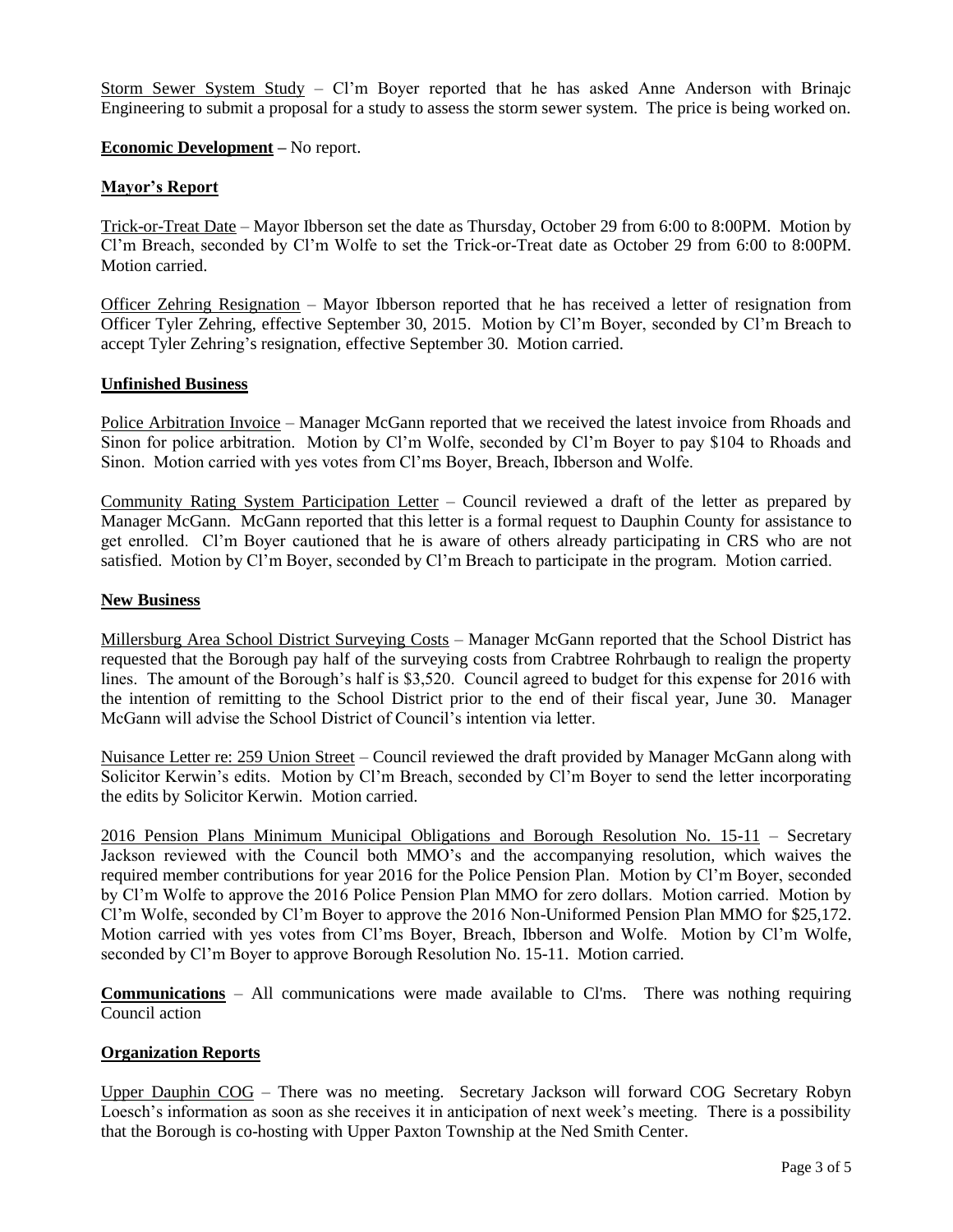Storm Sewer System Study – Cl'm Boyer reported that he has asked Anne Anderson with Brinajc Engineering to submit a proposal for a study to assess the storm sewer system. The price is being worked on.

**Economic Development** – No report.

## Mayor's Report

Trick-or-Treat Date – Mayor Ibberson set the date as Thursday, October 29 from 6:00 to 8:00PM. Motion by Cl'm Breach, seconded by Cl'm Wolfe to set the Trick-or-Treat date as October 29 from 6:00 to 8:00PM. Motion carried.

Officer Zehring Resignation – Mayor Ibberson reported that he has received a letter of resignation from Officer Tyler Zehring, effective September 30, 2015. Motion by Cl'm Boyer, seconded by Cl'm Breach to accept Tyler Zehring's resignation, effective September 30. Motion carried.

## Unfinished Business

Police Arbitration Invoice – Manager McGann reported that we received the latest invoice from Rhoads and Sinon for police arbitration. Motion by Cl'm Wolfe, seconded by Cl'm Boyer to pay $104 to Rhoads and Sinon. Motion carried with yes votes from Cl'ms Boyer, Breach, Ibberson and Wolfe.

Community Rating System Participation Letter – Council reviewed a draft of the letter as prepared by Manager McGann. McGann reported that this letter is a formal request to Dauphin County for assistance to get enrolled. Cl'm Boyer cautioned that he is aware of others already participating in CRS who are not satisfied. Motion by Cl'm Boyer, seconded by Cl'm Breach to participate in the program. Motion carried.

## New Business

Millersburg Area School District Surveying Costs – Manager McGann reported that the School District has requested that the Borough pay half of the surveying costs from Crabtree Rohrbaugh to realign the property lines. The amount of the Borough's half is $3,520. Council agreed to budget for this expense for 2016 with the intention of remitting to the School District prior to the end of their fiscal year, June 30. Manager McGann will advise the School District of Council's intention via letter.

Nuisance Letter re: 259 Union Street – Council reviewed the draft provided by Manager McGann along with Solicitor Kerwin's edits. Motion by Cl'm Breach, seconded by Cl'm Boyer to send the letter incorporating the edits by Solicitor Kerwin. Motion carried.

2016 Pension Plans Minimum Municipal Obligations and Borough Resolution No. 15-11 – Secretary Jackson reviewed with the Council both MMO's and the accompanying resolution, which waives the required member contributions for year 2016 for the Police Pension Plan. Motion by Cl'm Boyer, seconded by Cl'm Wolfe to approve the 2016 Police Pension Plan MMO for zero dollars. Motion carried. Motion by Cl'm Wolfe, seconded by Cl'm Boyer to approve the 2016 Non-Uniformed Pension Plan MMO for $25,172. Motion carried with yes votes from Cl'ms Boyer, Breach, Ibberson and Wolfe. Motion by Cl'm Wolfe, seconded by Cl'm Boyer to approve Borough Resolution No. 15-11. Motion carried.

**Communications** – All communications were made available to Cl'ms. There was nothing requiring Council action

## Organization Reports

Upper Dauphin COG – There was no meeting. Secretary Jackson will forward COG Secretary Robyn Loesch's information as soon as she receives it in anticipation of next week's meeting. There is a possibility that the Borough is co-hosting with Upper Paxton Township at the Ned Smith Center.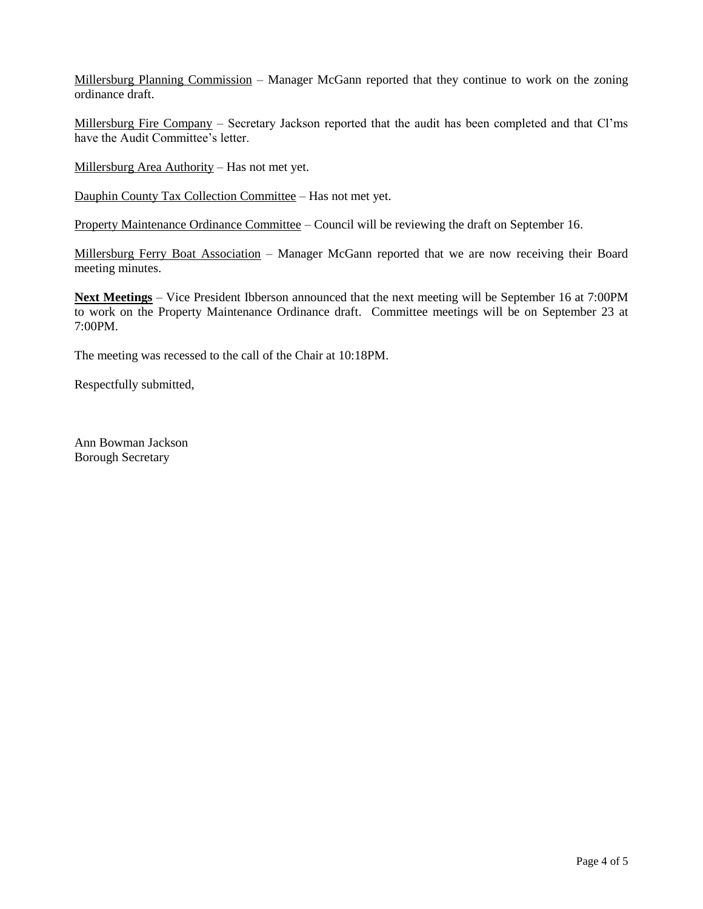Millersburg Planning Commission – Manager McGann reported that they continue to work on the zoning ordinance draft.

Millersburg Fire Company – Secretary Jackson reported that the audit has been completed and that Cl'ms have the Audit Committee's letter.

Millersburg Area Authority – Has not met yet.

Dauphin County Tax Collection Committee – Has not met yet.

Property Maintenance Ordinance Committee – Council will be reviewing the draft on September 16.

Millersburg Ferry Boat Association – Manager McGann reported that we are now receiving their Board meeting minutes.

**Next Meetings** – Vice President Ibberson announced that the next meeting will be September 16 at 7:00PM to work on the Property Maintenance Ordinance draft. Committee meetings will be on September 23 at 7:00PM.

The meeting was recessed to the call of the Chair at 10:18PM.

Respectfully submitted,

Ann Bowman Jackson
Borough Secretary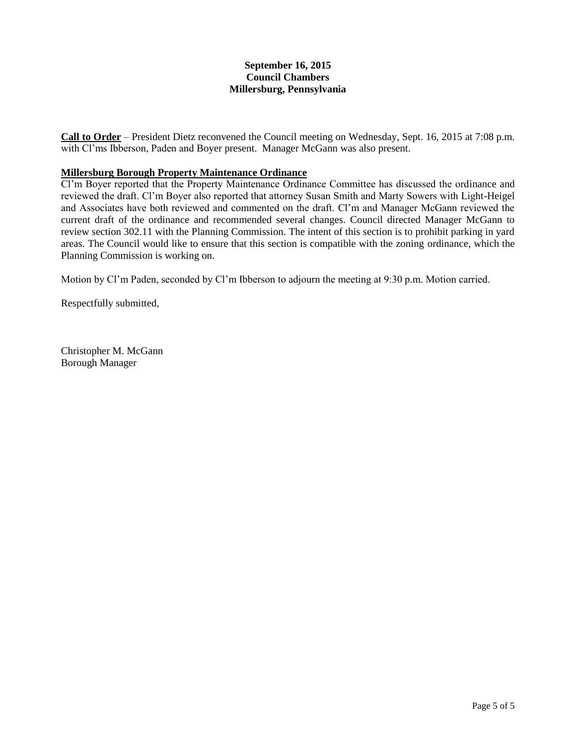**September 16, 2015**
**Council Chambers**
**Millersburg, Pennsylvania**

**Call to Order** – President Dietz reconvened the Council meeting on Wednesday, Sept. 16, 2015 at 7:08 p.m. with Cl'ms Ibberson, Paden and Boyer present. Manager McGann was also present.

**Millersburg Borough Property Maintenance Ordinance**

Cl'm Boyer reported that the Property Maintenance Ordinance Committee has discussed the ordinance and reviewed the draft. Cl'm Boyer also reported that attorney Susan Smith and Marty Sowers with Light-Heigel and Associates have both reviewed and commented on the draft. Cl'm and Manager McGann reviewed the current draft of the ordinance and recommended several changes. Council directed Manager McGann to review section 302.11 with the Planning Commission. The intent of this section is to prohibit parking in yard areas. The Council would like to ensure that this section is compatible with the zoning ordinance, which the Planning Commission is working on.

Motion by Cl'm Paden, seconded by Cl'm Ibberson to adjourn the meeting at 9:30 p.m. Motion carried.

Respectfully submitted,

Christopher M. McGann
Borough Manager